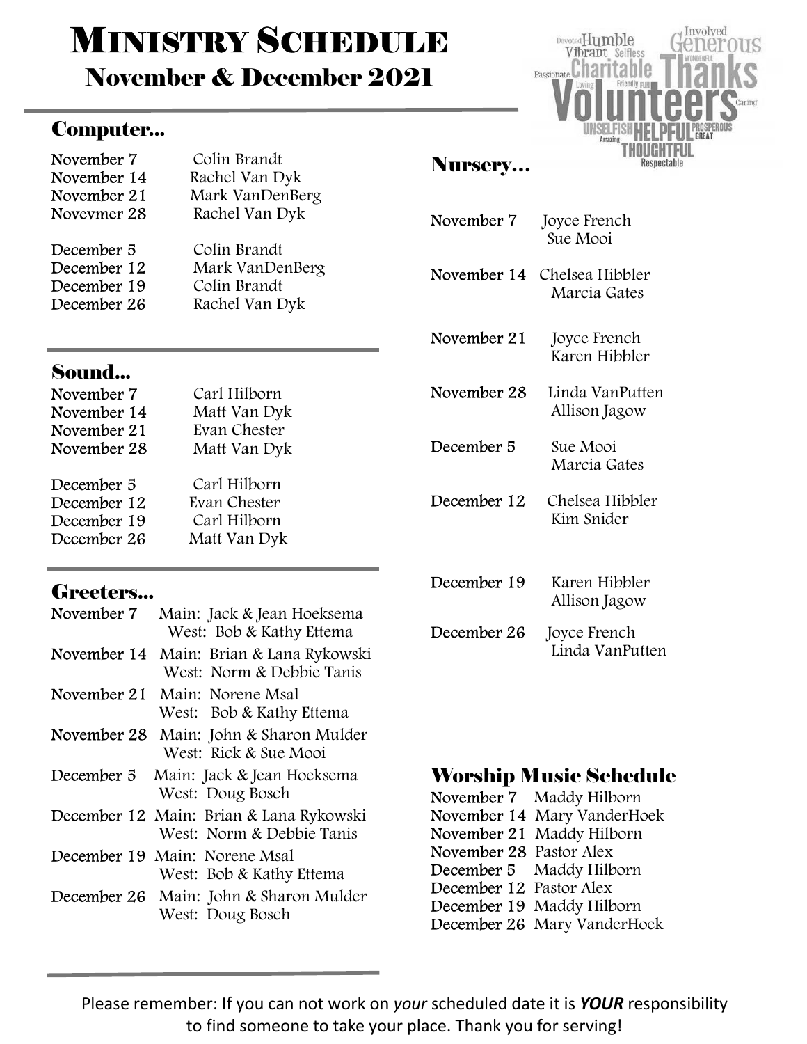# MINISTRY SCHEDULE

## November & December 2021

### Computer...

| | |
|---|---|
| November 7 | Colin Brandt |
| November 14 | Rachel Van Dyk |
| November 21 | Mark VanDenBerg |
| Novevmer 28 | Rachel Van Dyk |
| December 5 | Colin Brandt |
| December 12 | Mark VanDenBerg |
| December 19 | Colin Brandt |
| December 26 | Rachel Van Dyk |

### Sound...

| | |
|---|---|
| November 7 | Carl Hilborn |
| November 14 | Matt Van Dyk |
| November 21 | Evan Chester |
| November 28 | Matt Van Dyk |
| December 5 | Carl Hilborn |
| December 12 | Evan Chester |
| December 19 | Carl Hilborn |
| December 26 | Matt Van Dyk |

### Greeters...

| | |
|---|---|
| November 7 | Main: Jack & Jean Hoeksema<br>West: Bob & Kathy Ettema |
| November 14 | Main: Brian & Lana Rykowski<br>West: Norm & Debbie Tanis |
| November 21 | Main: Norene Msal<br>West: Bob & Kathy Ettema |
| November 28 | Main: John & Sharon Mulder<br>West: Rick & Sue Mooi |
| December 5 | Main: Jack & Jean Hoeksema<br>West: Doug Bosch |
| December 12 | Main: Brian & Lana Rykowski<br>West: Norm & Debbie Tanis |
| December 19 | Main: Norene Msal<br>West: Bob & Kathy Ettema |
| December 26 | Main: John & Sharon Mulder<br>West: Doug Bosch |

### Nursery...

| | |
|---|---|
| November 7 | Joyce French<br>Sue Mooi |
| November 14 | Chelsea Hibbler<br>Marcia Gates |
| November 21 | Joyce French<br>Karen Hibbler |
| November 28 | Linda VanPutten<br>Allison Jagow |
| December 5 | Sue Mooi<br>Marcia Gates |
| December 12 | Chelsea Hibbler<br>Kim Snider |
| December 19 | Karen Hibbler<br>Allison Jagow |
| December 26 | Joyce French<br>Linda VanPutten |

### Worship Music Schedule

| | |
|---|---|
| November 7 | Maddy Hilborn |
| November 14 | Mary VanderHoek |
| November 21 | Maddy Hilborn |
| November 28 | Pastor Alex |
| December 5 | Maddy Hilborn |
| December 12 | Pastor Alex |
| December 19 | Maddy Hilborn |
| December 26 | Mary VanderHoek |

Please remember: If you can not work on *your* scheduled date it is ***YOUR*** responsibility to find someone to take your place. Thank you for serving!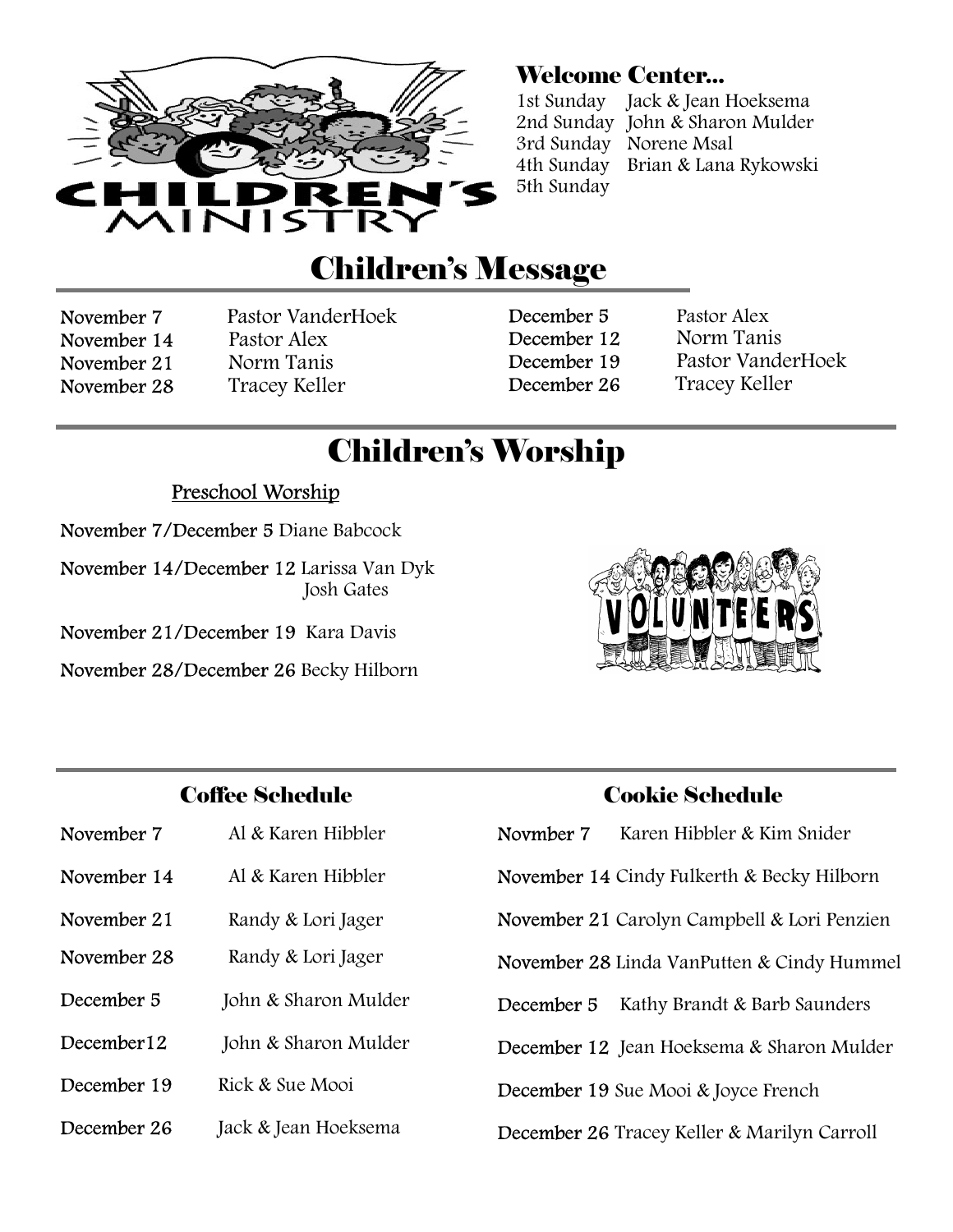### Welcome Center...

| | |
|---|---|
| 1st Sunday | Jack & Jean Hoeksema |
| 2nd Sunday | John & Sharon Mulder |
| 3rd Sunday | Norene Msal |
| 4th Sunday | Brian & Lana Rykowski |
| 5th Sunday | |

## Children's Message

| | | | |
|---|---|---|---|
| November 7 | Pastor VanderHoek | December 5 | Pastor Alex |
| November 14 | Pastor Alex | December 12 | Norm Tanis |
| November 21 | Norm Tanis | December 19 | Pastor VanderHoek |
| November 28 | Tracey Keller | December 26 | Tracey Keller |

## Children's Worship

### Preschool Worship

November 7/December 5 Diane Babcock

November 14/December 12 Larissa Van Dyk
Josh Gates

November 21/December 19 Kara Davis

November 28/December 26 Becky Hilborn

### Coffee Schedule

| | |
|---|---|
| November 7 | Al & Karen Hibbler |
| November 14 | Al & Karen Hibbler |
| November 21 | Randy & Lori Jager |
| November 28 | Randy & Lori Jager |
| December 5 | John & Sharon Mulder |
| December12 | John & Sharon Mulder |
| December 19 | Rick & Sue Mooi |
| December 26 | Jack & Jean Hoeksema |

### Cookie Schedule

| | |
|---|---|
| Novmber 7 | Karen Hibbler & Kim Snider |
| November 14 | Cindy Fulkerth & Becky Hilborn |
| November 21 | Carolyn Campbell & Lori Penzien |
| November 28 | Linda VanPutten & Cindy Hummel |
| December 5 | Kathy Brandt & Barb Saunders |
| December 12 | Jean Hoeksema & Sharon Mulder |
| December 19 | Sue Mooi & Joyce French |
| December 26 | Tracey Keller & Marilyn Carroll |